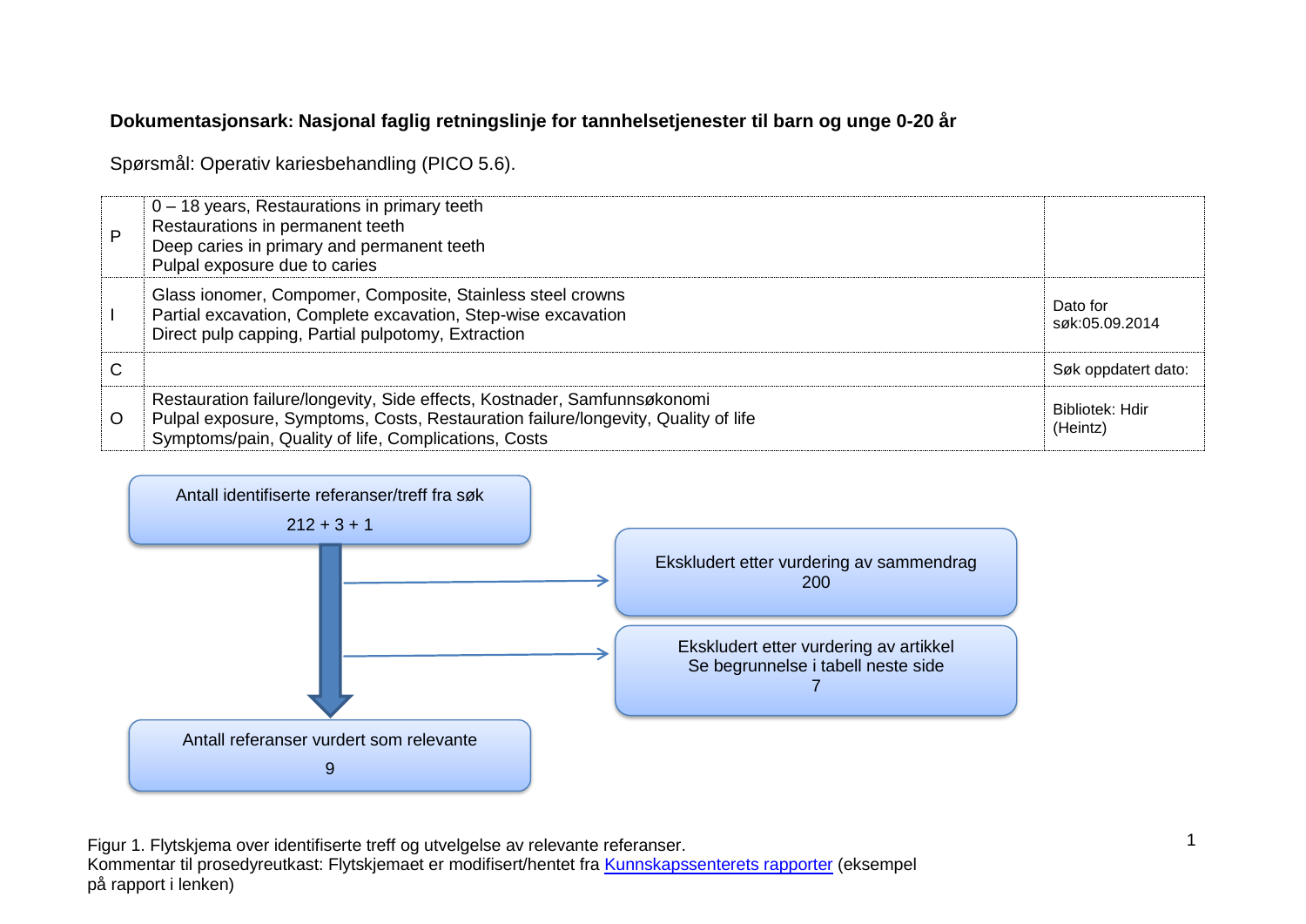**Dokumentasjonsark: Nasjonal faglig retningslinje for tannhelsetjenester til barn og unge 0-20 år**

Spørsmål: Operativ kariesbehandling (PICO 5.6).

| | | |
|---|---|---|
| P | 0 – 18 years, Restaurations in primary teeth<br>Restaurations in permanent teeth<br>Deep caries in primary and permanent teeth<br>Pulpal exposure due to caries | |
| I | Glass ionomer, Compomer, Composite, Stainless steel crowns<br>Partial excavation, Complete excavation, Step-wise excavation<br>Direct pulp capping, Partial pulpotomy, Extraction | Dato for søk:05.09.2014 |
| C | | Søk oppdatert dato: |
| O | Restauration failure/longevity, Side effects, Kostnader, Samfunnsøkonomi<br>Pulpal exposure, Symptoms, Costs, Restauration failure/longevity, Quality of life<br>Symptoms/pain, Quality of life, Complications, Costs | Bibliotek: Hdir (Heintz) |

Antall identifiserte referanser/treff fra søk
212 + 3 + 1

→ Ekskludert etter vurdering av sammendrag
200

→ Ekskludert etter vurdering av artikkel
Se begrunnelse i tabell neste side
7

Antall referanser vurdert som relevante
9

Figur 1. Flytskjema over identifiserte treff og utvelgelse av relevante referanser.
Kommentar til prosedyreutkast: Flytskjemaet er modifisert/hentet fra [Kunnskapssenterets rapporter] (eksempel på rapport i lenken)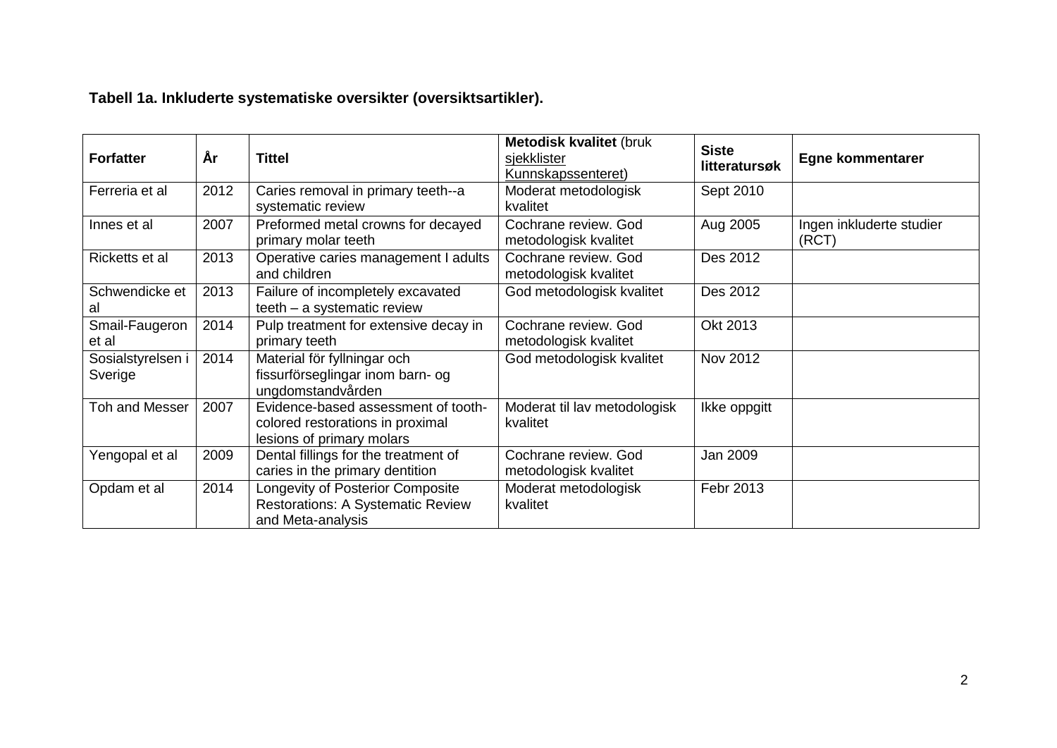**Tabell 1a. Inkluderte systematiske oversikter (oversiktsartikler).**

| **Forfatter** | **År** | **Tittel** | **Metodisk kvalitet** (bruk sjekklister Kunnskapssenteret) | **Siste litteratursøk** | **Egne kommentarer** |
|---|---|---|---|---|---|
| Ferreria et al | 2012 | Caries removal in primary teeth--a systematic review | Moderat metodologisk kvalitet | Sept 2010 | |
| Innes et al | 2007 | Preformed metal crowns for decayed primary molar teeth | Cochrane review. God metodologisk kvalitet | Aug 2005 | Ingen inkluderte studier (RCT) |
| Ricketts et al | 2013 | Operative caries management I adults and children | Cochrane review. God metodologisk kvalitet | Des 2012 | |
| Schwendicke et al | 2013 | Failure of incompletely excavated teeth – a systematic review | God metodologisk kvalitet | Des 2012 | |
| Smail-Faugeron et al | 2014 | Pulp treatment for extensive decay in primary teeth | Cochrane review. God metodologisk kvalitet | Okt 2013 | |
| Sosialstyrelsen i Sverige | 2014 | Material för fyllningar och fissurförseglingar inom barn- og ungdomstandvården | God metodologisk kvalitet | Nov 2012 | |
| Toh and Messer | 2007 | Evidence-based assessment of tooth-colored restorations in proximal lesions of primary molars | Moderat til lav metodologisk kvalitet | Ikke oppgitt | |
| Yengopal et al | 2009 | Dental fillings for the treatment of caries in the primary dentition | Cochrane review. God metodologisk kvalitet | Jan 2009 | |
| Opdam et al | 2014 | Longevity of Posterior Composite Restorations: A Systematic Review and Meta-analysis | Moderat metodologisk kvalitet | Febr 2013 | |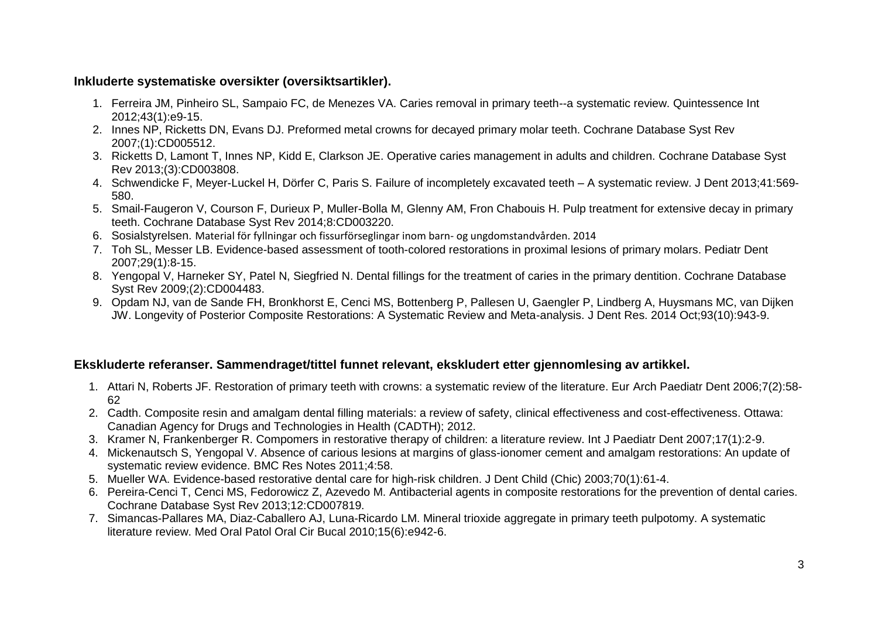**Inkluderte systematiske oversikter (oversiktsartikler).**

1. Ferreira JM, Pinheiro SL, Sampaio FC, de Menezes VA. Caries removal in primary teeth--a systematic review. Quintessence Int 2012;43(1):e9-15.
2. Innes NP, Ricketts DN, Evans DJ. Preformed metal crowns for decayed primary molar teeth. Cochrane Database Syst Rev 2007;(1):CD005512.
3. Ricketts D, Lamont T, Innes NP, Kidd E, Clarkson JE. Operative caries management in adults and children. Cochrane Database Syst Rev 2013;(3):CD003808.
4. Schwendicke F, Meyer-Luckel H, Dörfer C, Paris S. Failure of incompletely excavated teeth – A systematic review. J Dent 2013;41:569-580.
5. Smail-Faugeron V, Courson F, Durieux P, Muller-Bolla M, Glenny AM, Fron Chabouis H. Pulp treatment for extensive decay in primary teeth. Cochrane Database Syst Rev 2014;8:CD003220.
6. Sosialstyrelsen. Material för fyllningar och fissurförseglingar inom barn- og ungdomstandvården. 2014
7. Toh SL, Messer LB. Evidence-based assessment of tooth-colored restorations in proximal lesions of primary molars. Pediatr Dent 2007;29(1):8-15.
8. Yengopal V, Harneker SY, Patel N, Siegfried N. Dental fillings for the treatment of caries in the primary dentition. Cochrane Database Syst Rev 2009;(2):CD004483.
9. Opdam NJ, van de Sande FH, Bronkhorst E, Cenci MS, Bottenberg P, Pallesen U, Gaengler P, Lindberg A, Huysmans MC, van Dijken JW. Longevity of Posterior Composite Restorations: A Systematic Review and Meta-analysis. J Dent Res. 2014 Oct;93(10):943-9.

**Ekskluderte referanser. Sammendraget/tittel funnet relevant, ekskludert etter gjennomlesing av artikkel.**

1. Attari N, Roberts JF. Restoration of primary teeth with crowns: a systematic review of the literature. Eur Arch Paediatr Dent 2006;7(2):58-62
2. Cadth. Composite resin and amalgam dental filling materials: a review of safety, clinical effectiveness and cost-effectiveness. Ottawa: Canadian Agency for Drugs and Technologies in Health (CADTH); 2012.
3. Kramer N, Frankenberger R. Compomers in restorative therapy of children: a literature review. Int J Paediatr Dent 2007;17(1):2-9.
4. Mickenautsch S, Yengopal V. Absence of carious lesions at margins of glass-ionomer cement and amalgam restorations: An update of systematic review evidence. BMC Res Notes 2011;4:58.
5. Mueller WA. Evidence-based restorative dental care for high-risk children. J Dent Child (Chic) 2003;70(1):61-4.
6. Pereira-Cenci T, Cenci MS, Fedorowicz Z, Azevedo M. Antibacterial agents in composite restorations for the prevention of dental caries. Cochrane Database Syst Rev 2013;12:CD007819.
7. Simancas-Pallares MA, Diaz-Caballero AJ, Luna-Ricardo LM. Mineral trioxide aggregate in primary teeth pulpotomy. A systematic literature review. Med Oral Patol Oral Cir Bucal 2010;15(6):e942-6.